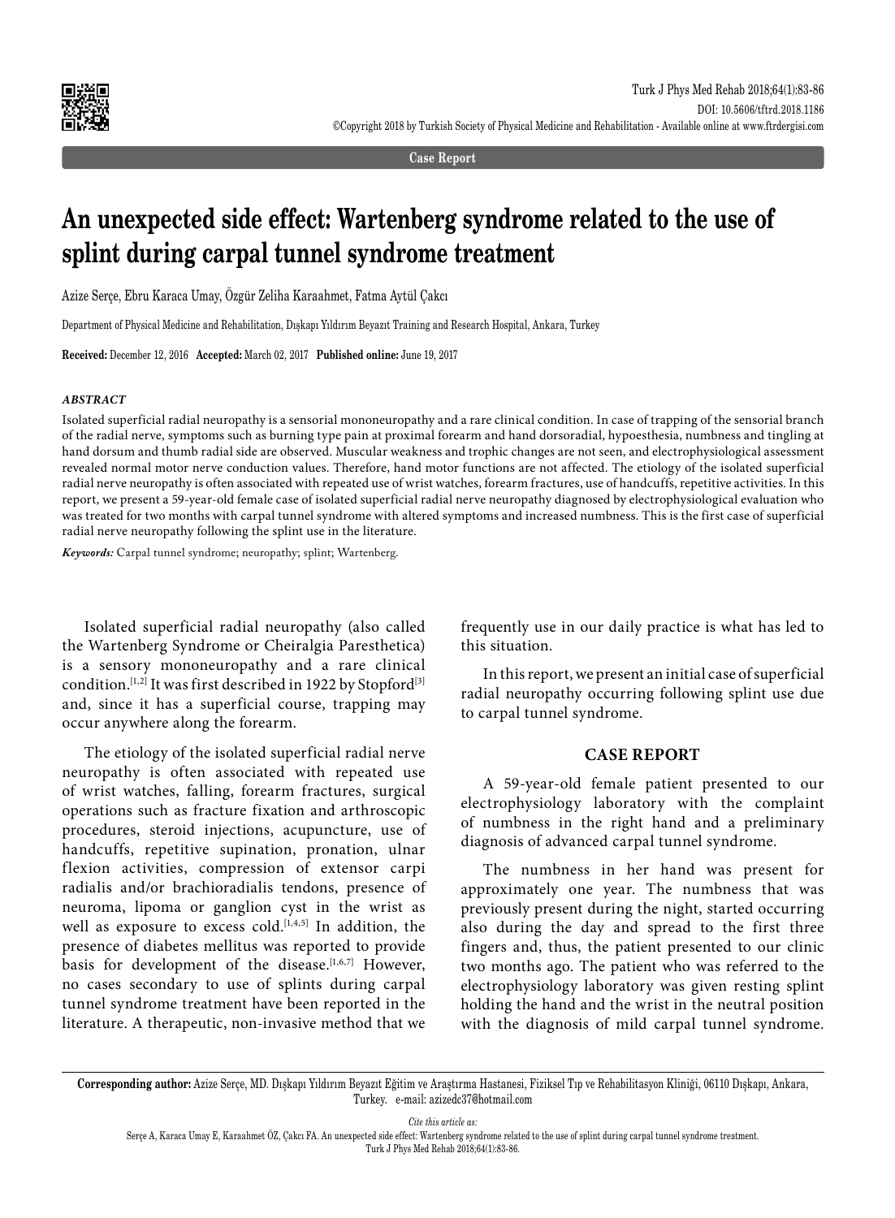Case Report

# An unexpected side effect: Wartenberg syndrome related to the use of splint during carpal tunnel syndrome treatment

Azize Serçe, Ebru Karaca Umay, Özgür Zeliha Karaahmet, Fatma Aytül Çakcı

Department of Physical Medicine and Rehabilitation, Dışkapı Yıldırım Beyazıt Training and Research Hospital, Ankara, Turkey

**Received:** December 12, 2016 **Accepted:** March 02, 2017 **Published online:** June 19, 2017

### *ABSTRACT*

Isolated superficial radial neuropathy is a sensorial mononeuropathy and a rare clinical condition. In case of trapping of the sensorial branch of the radial nerve, symptoms such as burning type pain at proximal forearm and hand dorsoradial, hypoesthesia, numbness and tingling at hand dorsum and thumb radial side are observed. Muscular weakness and trophic changes are not seen, and electrophysiological assessment revealed normal motor nerve conduction values. Therefore, hand motor functions are not affected. The etiology of the isolated superficial radial nerve neuropathy is often associated with repeated use of wrist watches, forearm fractures, use of handcuffs, repetitive activities. In this report, we present a 59-year-old female case of isolated superficial radial nerve neuropathy diagnosed by electrophysiological evaluation who was treated for two months with carpal tunnel syndrome with altered symptoms and increased numbness. This is the first case of superficial radial nerve neuropathy following the splint use in the literature.

***Keywords:*** Carpal tunnel syndrome; neuropathy; splint; Wartenberg.

Isolated superficial radial neuropathy (also called the Wartenberg Syndrome or Cheiralgia Paresthetica) is a sensory mononeuropathy and a rare clinical condition.[1,2] It was first described in 1922 by Stopford[3] and, since it has a superficial course, trapping may occur anywhere along the forearm.

The etiology of the isolated superficial radial nerve neuropathy is often associated with repeated use of wrist watches, falling, forearm fractures, surgical operations such as fracture fixation and arthroscopic procedures, steroid injections, acupuncture, use of handcuffs, repetitive supination, pronation, ulnar flexion activities, compression of extensor carpi radialis and/or brachioradialis tendons, presence of neuroma, lipoma or ganglion cyst in the wrist as well as exposure to excess cold.[1,4,5] In addition, the presence of diabetes mellitus was reported to provide basis for development of the disease.[1,6,7] However, no cases secondary to use of splints during carpal tunnel syndrome treatment have been reported in the literature. A therapeutic, non-invasive method that we frequently use in our daily practice is what has led to this situation.

In this report, we present an initial case of superficial radial neuropathy occurring following splint use due to carpal tunnel syndrome.

## CASE REPORT

A 59-year-old female patient presented to our electrophysiology laboratory with the complaint of numbness in the right hand and a preliminary diagnosis of advanced carpal tunnel syndrome.

The numbness in her hand was present for approximately one year. The numbness that was previously present during the night, started occurring also during the day and spread to the first three fingers and, thus, the patient presented to our clinic two months ago. The patient who was referred to the electrophysiology laboratory was given resting splint holding the hand and the wrist in the neutral position with the diagnosis of mild carpal tunnel syndrome.

**Corresponding author:** Azize Serçe, MD. Dışkapı Yıldırım Beyazıt Eğitim ve Araştırma Hastanesi, Fiziksel Tıp ve Rehabilitasyon Kliniği, 06110 Dışkapı, Ankara, Turkey. e-mail: azizedc37@hotmail.com

*Cite this article as:*

Serçe A, Karaca Umay E, Karaahmet ÖZ, Çakcı FA. An unexpected side effect: Wartenberg syndrome related to the use of splint during carpal tunnel syndrome treatment. Turk J Phys Med Rehab 2018;64(1):83-86.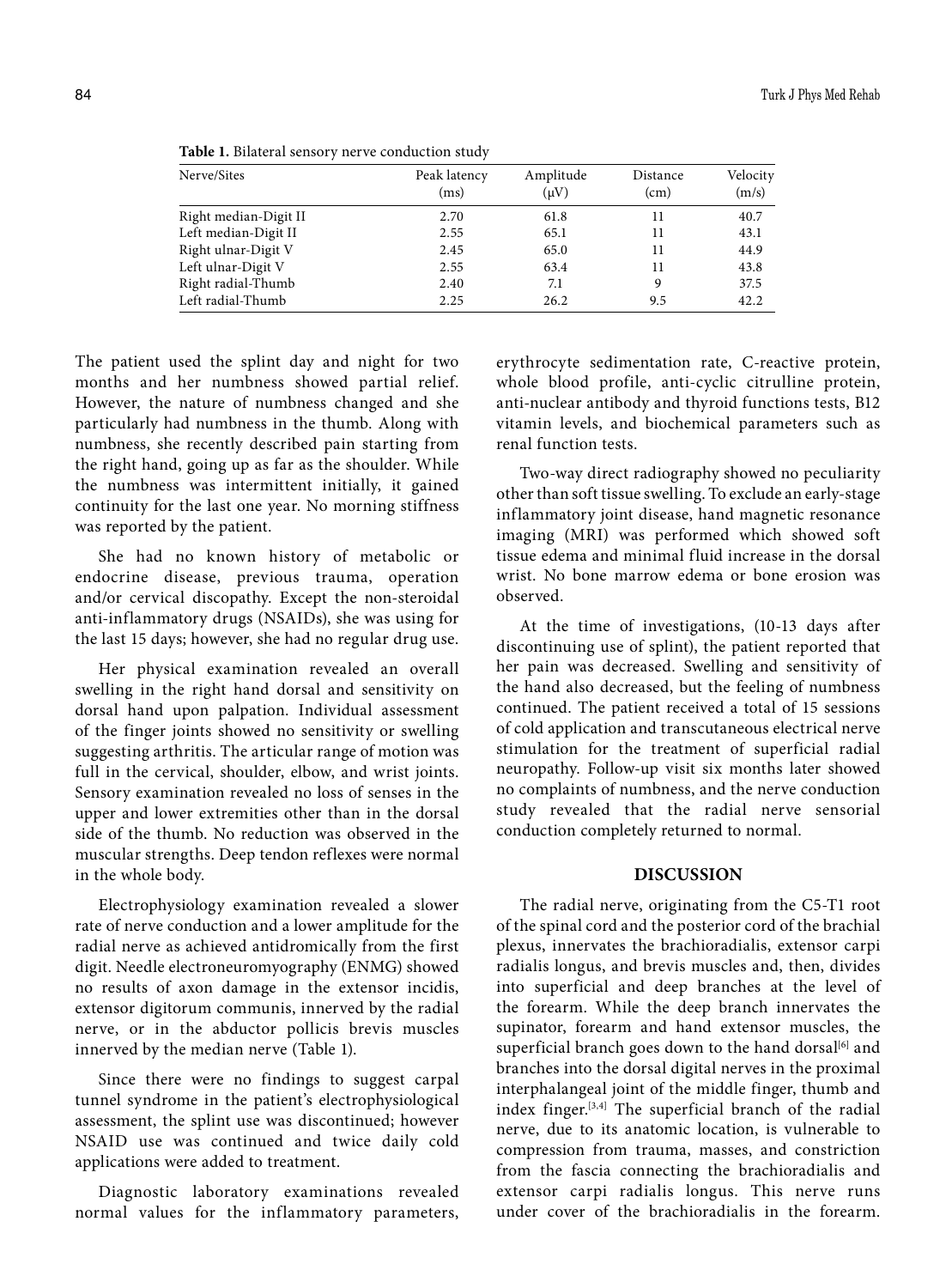**Table 1.** Bilateral sensory nerve conduction study

| Nerve/Sites | Peak latency (ms) | Amplitude (μV) | Distance (cm) | Velocity (m/s) |
|---|---|---|---|---|
| Right median-Digit II | 2.70 | 61.8 | 11 | 40.7 |
| Left median-Digit II | 2.55 | 65.1 | 11 | 43.1 |
| Right ulnar-Digit V | 2.45 | 65.0 | 11 | 44.9 |
| Left ulnar-Digit V | 2.55 | 63.4 | 11 | 43.8 |
| Right radial-Thumb | 2.40 | 7.1 | 9 | 37.5 |
| Left radial-Thumb | 2.25 | 26.2 | 9.5 | 42.2 |

The patient used the splint day and night for two months and her numbness showed partial relief. However, the nature of numbness changed and she particularly had numbness in the thumb. Along with numbness, she recently described pain starting from the right hand, going up as far as the shoulder. While the numbness was intermittent initially, it gained continuity for the last one year. No morning stiffness was reported by the patient.

She had no known history of metabolic or endocrine disease, previous trauma, operation and/or cervical discopathy. Except the non-steroidal anti-inflammatory drugs (NSAIDs), she was using for the last 15 days; however, she had no regular drug use.

Her physical examination revealed an overall swelling in the right hand dorsal and sensitivity on dorsal hand upon palpation. Individual assessment of the finger joints showed no sensitivity or swelling suggesting arthritis. The articular range of motion was full in the cervical, shoulder, elbow, and wrist joints. Sensory examination revealed no loss of senses in the upper and lower extremities other than in the dorsal side of the thumb. No reduction was observed in the muscular strengths. Deep tendon reflexes were normal in the whole body.

Electrophysiology examination revealed a slower rate of nerve conduction and a lower amplitude for the radial nerve as achieved antidromically from the first digit. Needle electroneuromyography (ENMG) showed no results of axon damage in the extensor incidis, extensor digitorum communis, innerved by the radial nerve, or in the abductor pollicis brevis muscles innerved by the median nerve (Table 1).

Since there were no findings to suggest carpal tunnel syndrome in the patient's electrophysiological assessment, the splint use was discontinued; however NSAID use was continued and twice daily cold applications were added to treatment.

Diagnostic laboratory examinations revealed normal values for the inflammatory parameters, erythrocyte sedimentation rate, C-reactive protein, whole blood profile, anti-cyclic citrulline protein, anti-nuclear antibody and thyroid functions tests, B12 vitamin levels, and biochemical parameters such as renal function tests.

Two-way direct radiography showed no peculiarity other than soft tissue swelling. To exclude an early-stage inflammatory joint disease, hand magnetic resonance imaging (MRI) was performed which showed soft tissue edema and minimal fluid increase in the dorsal wrist. No bone marrow edema or bone erosion was observed.

At the time of investigations, (10-13 days after discontinuing use of splint), the patient reported that her pain was decreased. Swelling and sensitivity of the hand also decreased, but the feeling of numbness continued. The patient received a total of 15 sessions of cold application and transcutaneous electrical nerve stimulation for the treatment of superficial radial neuropathy. Follow-up visit six months later showed no complaints of numbness, and the nerve conduction study revealed that the radial nerve sensorial conduction completely returned to normal.

## DISCUSSION

The radial nerve, originating from the C5-T1 root of the spinal cord and the posterior cord of the brachial plexus, innervates the brachioradialis, extensor carpi radialis longus, and brevis muscles and, then, divides into superficial and deep branches at the level of the forearm. While the deep branch innervates the supinator, forearm and hand extensor muscles, the superficial branch goes down to the hand dorsal[6] and branches into the dorsal digital nerves in the proximal interphalangeal joint of the middle finger, thumb and index finger.[3,4] The superficial branch of the radial nerve, due to its anatomic location, is vulnerable to compression from trauma, masses, and constriction from the fascia connecting the brachioradialis and extensor carpi radialis longus. This nerve runs under cover of the brachioradialis in the forearm.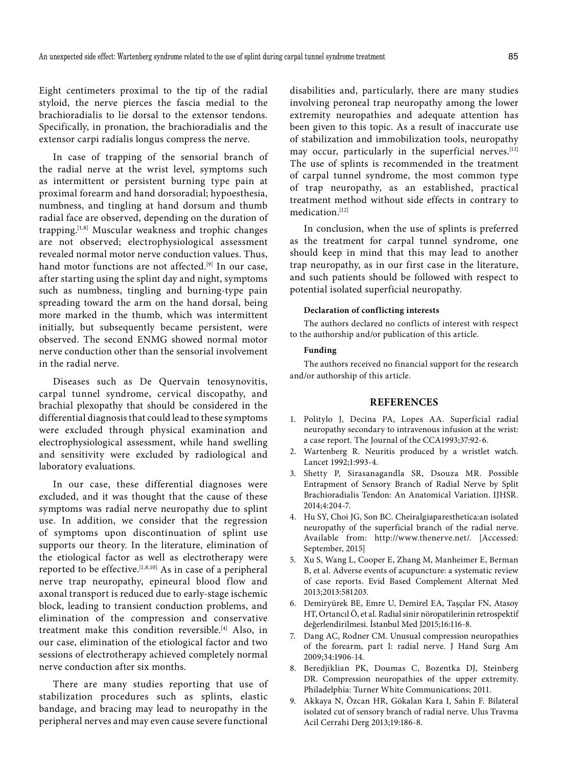Eight centimeters proximal to the tip of the radial styloid, the nerve pierces the fascia medial to the brachioradialis to lie dorsal to the extensor tendons. Specifically, in pronation, the brachioradialis and the extensor carpi radialis longus compress the nerve.

In case of trapping of the sensorial branch of the radial nerve at the wrist level, symptoms such as intermittent or persistent burning type pain at proximal forearm and hand dorsoradial; hypoesthesia, numbness, and tingling at hand dorsum and thumb radial face are observed, depending on the duration of trapping.[1,8] Muscular weakness and trophic changes are not observed; electrophysiological assessment revealed normal motor nerve conduction values. Thus, hand motor functions are not affected.[9] In our case, after starting using the splint day and night, symptoms such as numbness, tingling and burning-type pain spreading toward the arm on the hand dorsal, being more marked in the thumb, which was intermittent initially, but subsequently became persistent, were observed. The second ENMG showed normal motor nerve conduction other than the sensorial involvement in the radial nerve.

Diseases such as De Quervain tenosynovitis, carpal tunnel syndrome, cervical discopathy, and brachial plexopathy that should be considered in the differential diagnosis that could lead to these symptoms were excluded through physical examination and electrophysiological assessment, while hand swelling and sensitivity were excluded by radiological and laboratory evaluations.

In our case, these differential diagnoses were excluded, and it was thought that the cause of these symptoms was radial nerve neuropathy due to splint use. In addition, we consider that the regression of symptoms upon discontinuation of splint use supports our theory. In the literature, elimination of the etiological factor as well as electrotherapy were reported to be effective.[1,8,10] As in case of a peripheral nerve trap neuropathy, epineural blood flow and axonal transport is reduced due to early-stage ischemic block, leading to transient conduction problems, and elimination of the compression and conservative treatment make this condition reversible.[4] Also, in our case, elimination of the etiological factor and two sessions of electrotherapy achieved completely normal nerve conduction after six months.

There are many studies reporting that use of stabilization procedures such as splints, elastic bandage, and bracing may lead to neuropathy in the peripheral nerves and may even cause severe functional disabilities and, particularly, there are many studies involving peroneal trap neuropathy among the lower extremity neuropathies and adequate attention has been given to this topic. As a result of inaccurate use of stabilization and immobilization tools, neuropathy may occur, particularly in the superficial nerves.[11] The use of splints is recommended in the treatment of carpal tunnel syndrome, the most common type of trap neuropathy, as an established, practical treatment method without side effects in contrary to medication.[12]

In conclusion, when the use of splints is preferred as the treatment for carpal tunnel syndrome, one should keep in mind that this may lead to another trap neuropathy, as in our first case in the literature, and such patients should be followed with respect to potential isolated superficial neuropathy.

#### Declaration of conflicting interests

The authors declared no conflicts of interest with respect to the authorship and/or publication of this article.

#### Funding

The authors received no financial support for the research and/or authorship of this article.

## REFERENCES

1. Politylo J, Decina PA, Lopes AA. Superficial radial neuropathy secondary to intravenous infusion at the wrist: a case report. The Journal of the CCA1993;37:92-6.
2. Wartenberg R. Neuritis produced by a wristlet watch. Lancet 1992;1:993-4.
3. Shetty P, Sirasanagandla SR, Dsouza MR. Possible Entrapment of Sensory Branch of Radial Nerve by Split Brachioradialis Tendon: An Anatomical Variation. IJHSR. 2014;4:204-7.
4. Hu SY, Choi JG, Son BC. Cheiralgiaparesthetica:an isolated neuropathy of the superficial branch of the radial nerve. Available from: http://www.thenerve.net/. [Accessed: September, 2015]
5. Xu S, Wang L, Cooper E, Zhang M, Manheimer E, Berman B, et al. Adverse events of acupuncture: a systematic review of case reports. Evid Based Complement Alternat Med 2013;2013:581203.
6. Demiryürek BE, Emre U, Demirel EA, Taşçılar FN, Atasoy HT, Ortancıl Ö, et al. Radial sinir nöropatilerinin retrospektif değerlendirilmesi. İstanbul Med J2015;16:116-8.
7. Dang AC, Rodner CM. Unusual compression neuropathies of the forearm, part I: radial nerve. J Hand Surg Am 2009;34:1906-14.
8. Beredjiklian PK, Doumas C, Bozentka DJ, Steinberg DR. Compression neuropathies of the upper extremity. Philadelphia: Turner White Communications; 2011.
9. Akkaya N, Özcan HR, Gökalan Kara I, Sahin F. Bilateral isolated cut of sensory branch of radial nerve. Ulus Travma Acil Cerrahi Derg 2013;19:186-8.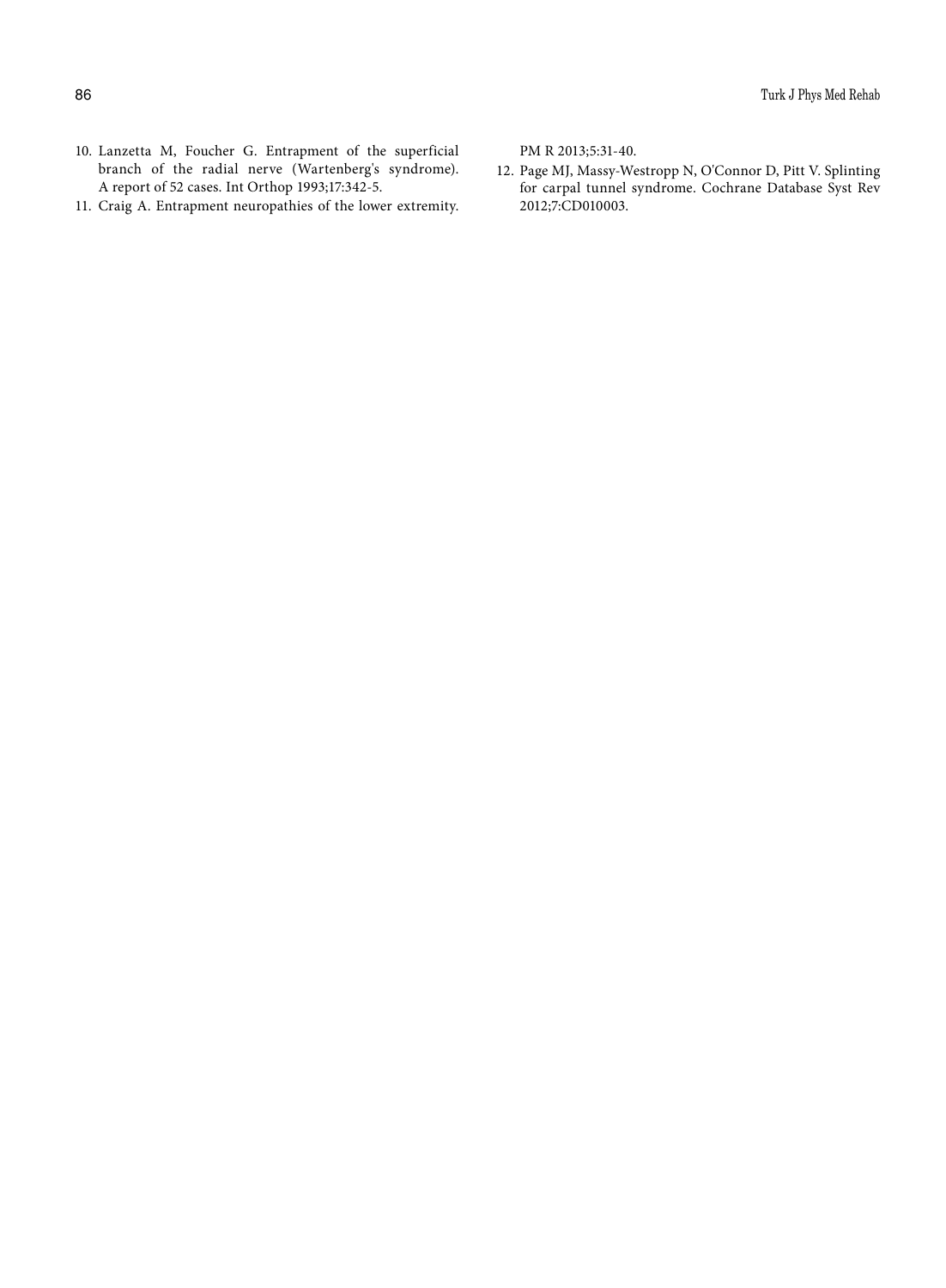10. Lanzetta M, Foucher G. Entrapment of the superficial branch of the radial nerve (Wartenberg's syndrome). A report of 52 cases. Int Orthop 1993;17:342-5.
11. Craig A. Entrapment neuropathies of the lower extremity. PM R 2013;5:31-40.
12. Page MJ, Massy-Westropp N, O'Connor D, Pitt V. Splinting for carpal tunnel syndrome. Cochrane Database Syst Rev 2012;7:CD010003.